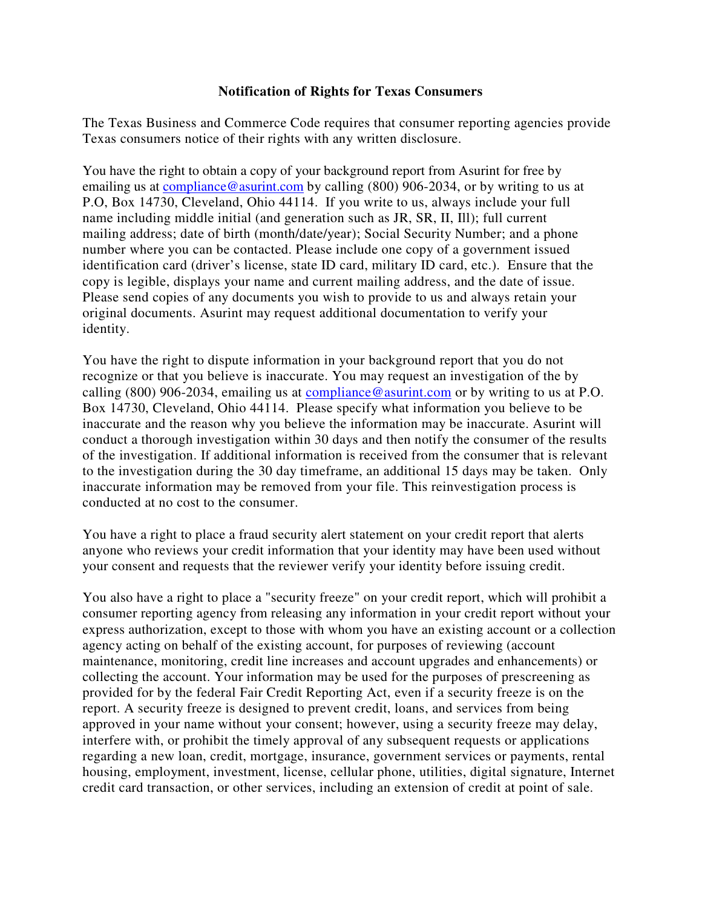**Notification of Rights for Texas Consumers**

The Texas Business and Commerce Code requires that consumer reporting agencies provide Texas consumers notice of their rights with any written disclosure.

You have the right to obtain a copy of your background report from Asurint for free by emailing us at compliance@asurint.com by calling (800) 906-2034, or by writing to us at P.O, Box 14730, Cleveland, Ohio 44114. If you write to us, always include your full name including middle initial (and generation such as JR, SR, II, Ill); full current mailing address; date of birth (month/date/year); Social Security Number; and a phone number where you can be contacted. Please include one copy of a government issued identification card (driver's license, state ID card, military ID card, etc.). Ensure that the copy is legible, displays your name and current mailing address, and the date of issue. Please send copies of any documents you wish to provide to us and always retain your original documents. Asurint may request additional documentation to verify your identity.

You have the right to dispute information in your background report that you do not recognize or that you believe is inaccurate. You may request an investigation of the by calling (800) 906-2034, emailing us at compliance@asurint.com or by writing to us at P.O. Box 14730, Cleveland, Ohio 44114. Please specify what information you believe to be inaccurate and the reason why you believe the information may be inaccurate. Asurint will conduct a thorough investigation within 30 days and then notify the consumer of the results of the investigation. If additional information is received from the consumer that is relevant to the investigation during the 30 day timeframe, an additional 15 days may be taken. Only inaccurate information may be removed from your file. This reinvestigation process is conducted at no cost to the consumer.

You have a right to place a fraud security alert statement on your credit report that alerts anyone who reviews your credit information that your identity may have been used without your consent and requests that the reviewer verify your identity before issuing credit.

You also have a right to place a "security freeze" on your credit report, which will prohibit a consumer reporting agency from releasing any information in your credit report without your express authorization, except to those with whom you have an existing account or a collection agency acting on behalf of the existing account, for purposes of reviewing (account maintenance, monitoring, credit line increases and account upgrades and enhancements) or collecting the account. Your information may be used for the purposes of prescreening as provided for by the federal Fair Credit Reporting Act, even if a security freeze is on the report. A security freeze is designed to prevent credit, loans, and services from being approved in your name without your consent; however, using a security freeze may delay, interfere with, or prohibit the timely approval of any subsequent requests or applications regarding a new loan, credit, mortgage, insurance, government services or payments, rental housing, employment, investment, license, cellular phone, utilities, digital signature, Internet credit card transaction, or other services, including an extension of credit at point of sale.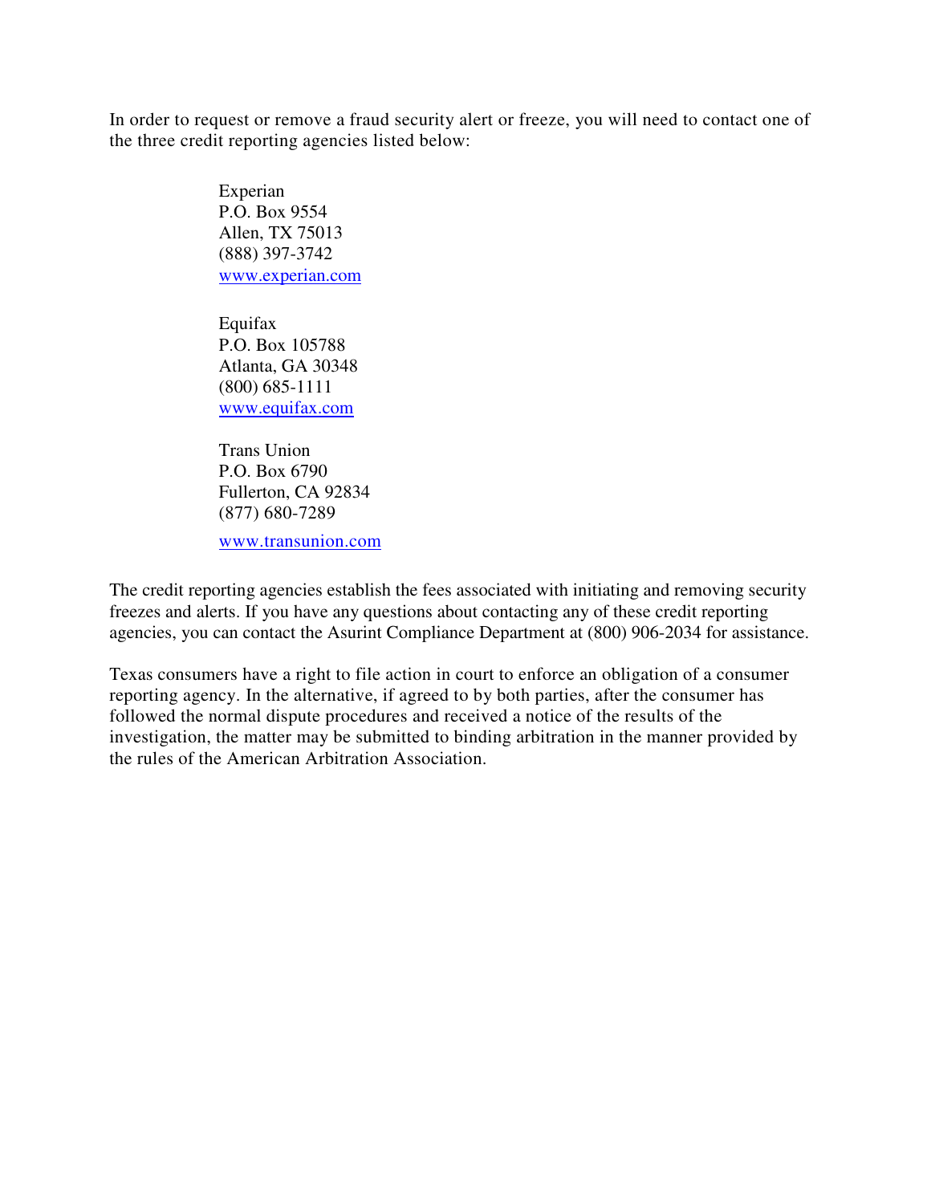In order to request or remove a fraud security alert or freeze, you will need to contact one of the three credit reporting agencies listed below:

Experian
P.O. Box 9554
Allen, TX 75013
(888) 397-3742
www.experian.com

Equifax
P.O. Box 105788
Atlanta, GA 30348
(800) 685-1111
www.equifax.com

Trans Union
P.O. Box 6790
Fullerton, CA 92834
(877) 680-7289
www.transunion.com

The credit reporting agencies establish the fees associated with initiating and removing security freezes and alerts. If you have any questions about contacting any of these credit reporting agencies, you can contact the Asurint Compliance Department at (800) 906-2034 for assistance.

Texas consumers have a right to file action in court to enforce an obligation of a consumer reporting agency. In the alternative, if agreed to by both parties, after the consumer has followed the normal dispute procedures and received a notice of the results of the investigation, the matter may be submitted to binding arbitration in the manner provided by the rules of the American Arbitration Association.